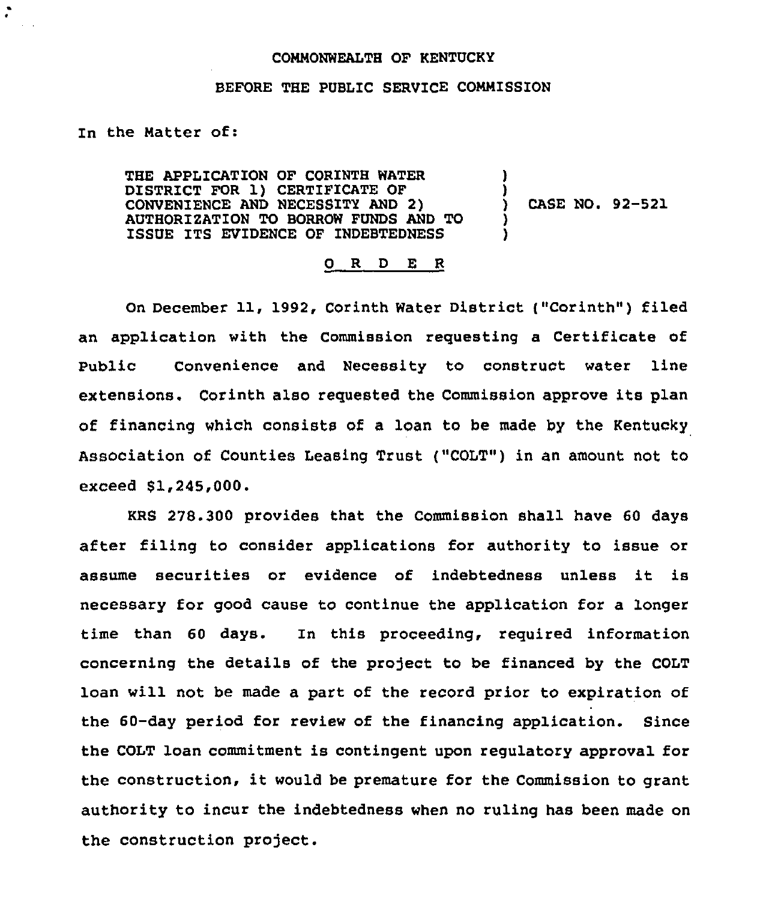COMMONWEALTH OF KENTUCKY

BEFORE THE PUBLIC SERVICE COMMISSION

In the Matter of:

| | | |
|---|---|---|
| THE APPLICATION OF CORINTH WATER DISTRICT FOR 1) CERTIFICATE OF CONVENIENCE AND NECESSITY AND 2) AUTHORIZATION TO BORROW FUNDS AND TO ISSUE ITS EVIDENCE OF INDEBTEDNESS | ) | CASE NO. 92-521 |

## O R D E R

On December 11, 1992, Corinth Water District ("Corinth") filed an application with the Commission requesting a Certificate of Public Convenience and Necessity to construct water line extensions. Corinth also requested the Commission approve its plan of financing which consists of a loan to be made by the Kentucky Association of Counties Leasing Trust ("COLT") in an amount not to exceed $1,245,000.

KRS 278.300 provides that the Commission shall have 60 days after filing to consider applications for authority to issue or assume securities or evidence of indebtedness unless it is necessary for good cause to continue the application for a longer time than 60 days. In this proceeding, required information concerning the details of the project to be financed by the COLT loan will not be made a part of the record prior to expiration of the 60-day period for review of the financing application. Since the COLT loan commitment is contingent upon regulatory approval for the construction, it would be premature for the Commission to grant authority to incur the indebtedness when no ruling has been made on the construction project.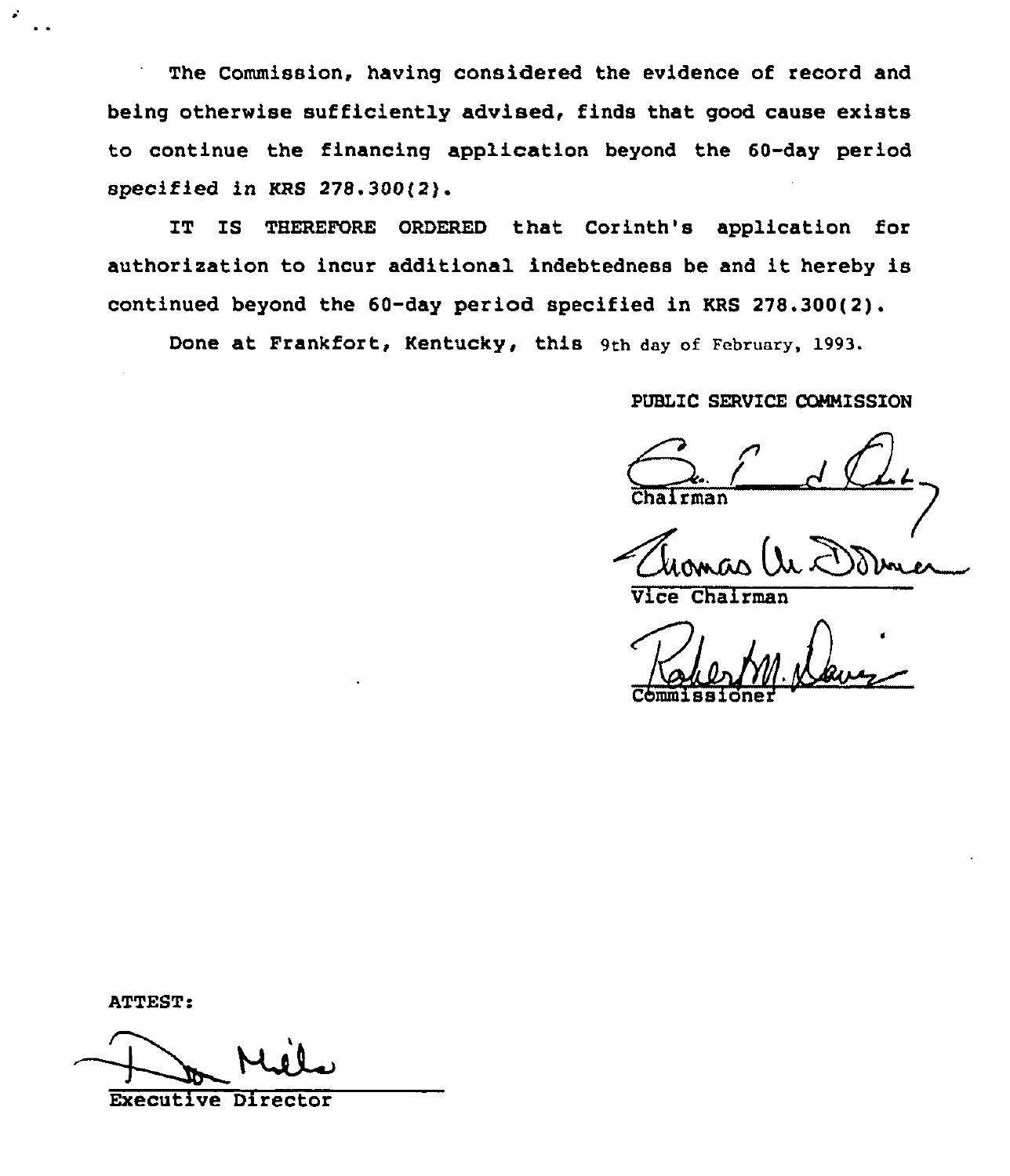The Commission, having considered the evidence of record and being otherwise sufficiently advised, finds that good cause exists to continue the financing application beyond the 60-day period specified in KRS 278.300(2).

IT IS THEREFORE ORDERED that Corinth's application for authorization to incur additional indebtedness be and it hereby is continued beyond the 60-day period specified in KRS 278.300(2).

Done at Frankfort, Kentucky, this 9th day of February, 1993.

PUBLIC SERVICE COMMISSION

Chairman

Vice Chairman

Commissioner

ATTEST:

Executive Director